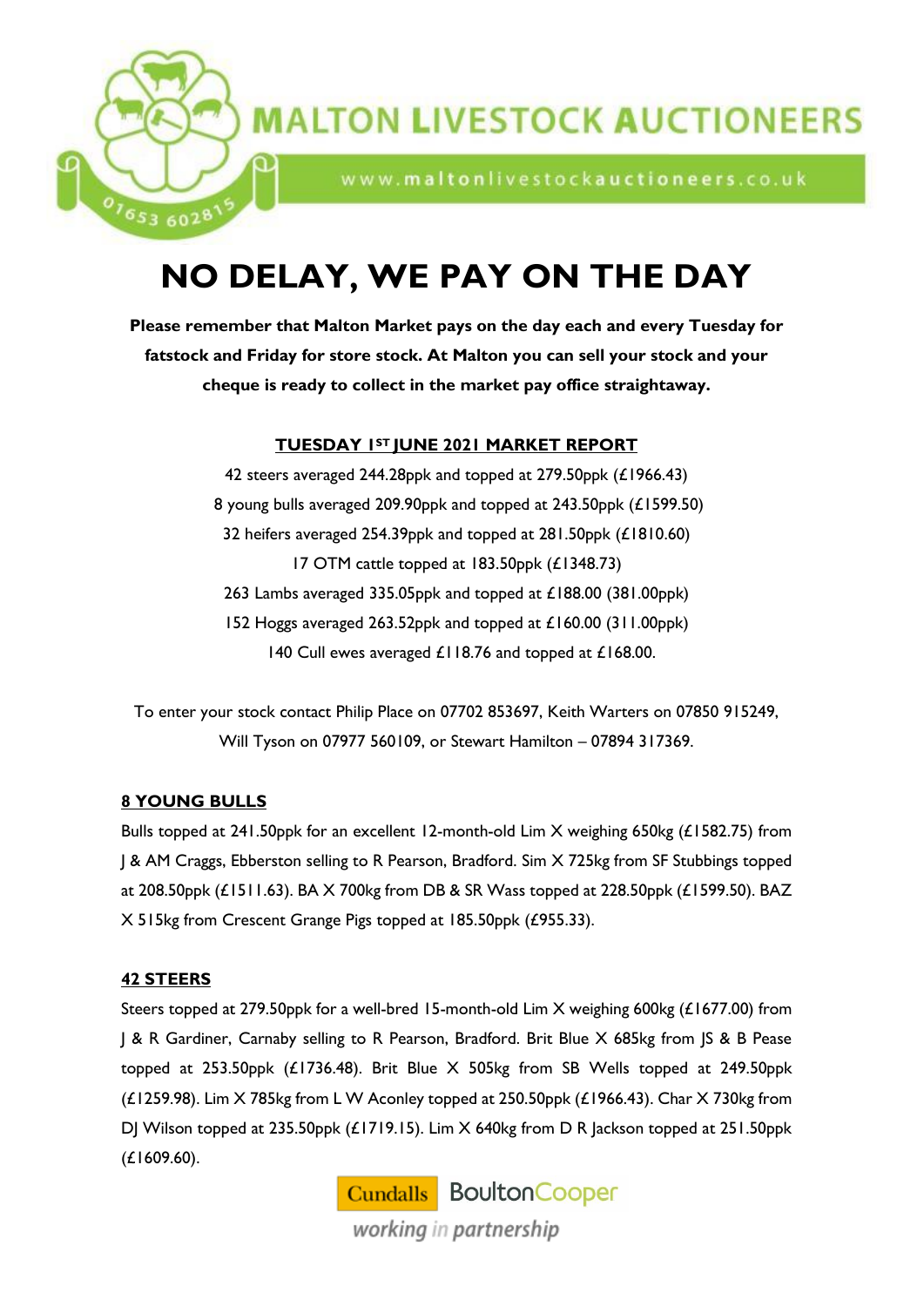# MALTON LIVESTOCK AUCTIONEERS

www.maltonlivestockauctioneers.co.uk

01653 602815

# NO DELAY, WE PAY ON THE DAY

**Please remember that Malton Market pays on the day each and every Tuesday for fatstock and Friday for store stock. At Malton you can sell your stock and your cheque is ready to collect in the market pay office straightaway.**

## TUESDAY 1ST JUNE 2021 MARKET REPORT

42 steers averaged 244.28ppk and topped at 279.50ppk (£1966.43)
8 young bulls averaged 209.90ppk and topped at 243.50ppk (£1599.50)
32 heifers averaged 254.39ppk and topped at 281.50ppk (£1810.60)
17 OTM cattle topped at 183.50ppk (£1348.73)
263 Lambs averaged 335.05ppk and topped at £188.00 (381.00ppk)
152 Hoggs averaged 263.52ppk and topped at £160.00 (311.00ppk)
140 Cull ewes averaged £118.76 and topped at £168.00.

To enter your stock contact Philip Place on 07702 853697, Keith Warters on 07850 915249, Will Tyson on 07977 560109, or Stewart Hamilton – 07894 317369.

## 8 YOUNG BULLS

Bulls topped at 241.50ppk for an excellent 12-month-old Lim X weighing 650kg (£1582.75) from J & AM Craggs, Ebberston selling to R Pearson, Bradford. Sim X 725kg from SF Stubbings topped at 208.50ppk (£1511.63). BA X 700kg from DB & SR Wass topped at 228.50ppk (£1599.50). BAZ X 515kg from Crescent Grange Pigs topped at 185.50ppk (£955.33).

## 42 STEERS

Steers topped at 279.50ppk for a well-bred 15-month-old Lim X weighing 600kg (£1677.00) from J & R Gardiner, Carnaby selling to R Pearson, Bradford. Brit Blue X 685kg from JS & B Pease topped at 253.50ppk (£1736.48). Brit Blue X 505kg from SB Wells topped at 249.50ppk (£1259.98). Lim X 785kg from L W Aconley topped at 250.50ppk (£1966.43). Char X 730kg from DJ Wilson topped at 235.50ppk (£1719.15). Lim X 640kg from D R Jackson topped at 251.50ppk (£1609.60).

Cundalls BoultonCooper
*working in partnership*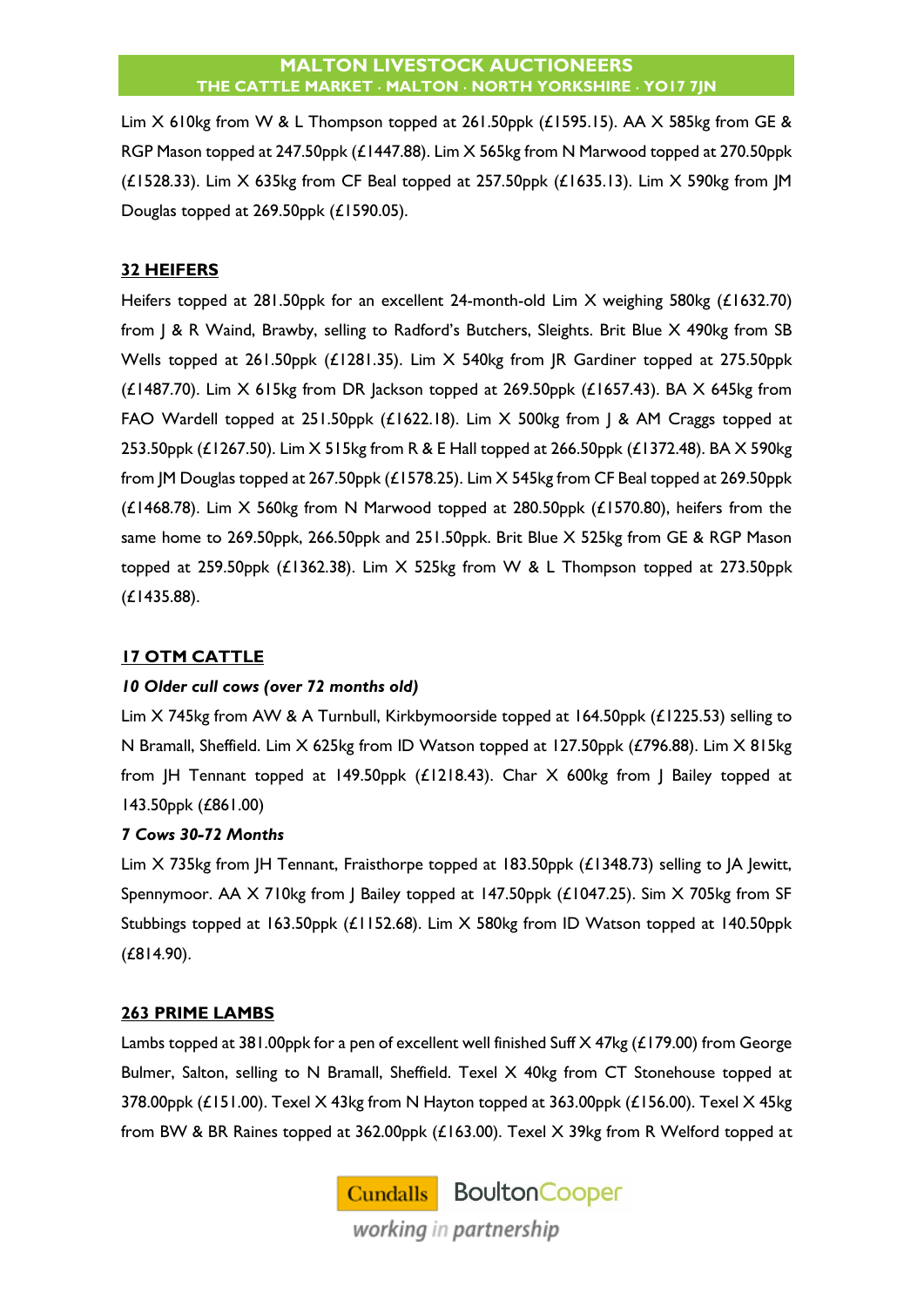Lim X 610kg from W & L Thompson topped at 261.50ppk (£1595.15). AA X 585kg from GE & RGP Mason topped at 247.50ppk (£1447.88). Lim X 565kg from N Marwood topped at 270.50ppk (£1528.33). Lim X 635kg from CF Beal topped at 257.50ppk (£1635.13). Lim X 590kg from JM Douglas topped at 269.50ppk (£1590.05).

## 32 HEIFERS

Heifers topped at 281.50ppk for an excellent 24-month-old Lim X weighing 580kg (£1632.70) from J & R Waind, Brawby, selling to Radford's Butchers, Sleights. Brit Blue X 490kg from SB Wells topped at 261.50ppk (£1281.35). Lim X 540kg from JR Gardiner topped at 275.50ppk (£1487.70). Lim X 615kg from DR Jackson topped at 269.50ppk (£1657.43). BA X 645kg from FAO Wardell topped at 251.50ppk (£1622.18). Lim X 500kg from J & AM Craggs topped at 253.50ppk (£1267.50). Lim X 515kg from R & E Hall topped at 266.50ppk (£1372.48). BA X 590kg from JM Douglas topped at 267.50ppk (£1578.25). Lim X 545kg from CF Beal topped at 269.50ppk (£1468.78). Lim X 560kg from N Marwood topped at 280.50ppk (£1570.80), heifers from the same home to 269.50ppk, 266.50ppk and 251.50ppk. Brit Blue X 525kg from GE & RGP Mason topped at 259.50ppk (£1362.38). Lim X 525kg from W & L Thompson topped at 273.50ppk (£1435.88).

## 17 OTM CATTLE

***10 Older cull cows (over 72 months old)***

Lim X 745kg from AW & A Turnbull, Kirkbymoorside topped at 164.50ppk (£1225.53) selling to N Bramall, Sheffield. Lim X 625kg from ID Watson topped at 127.50ppk (£796.88). Lim X 815kg from JH Tennant topped at 149.50ppk (£1218.43). Char X 600kg from J Bailey topped at 143.50ppk (£861.00)

***7 Cows 30-72 Months***

Lim X 735kg from JH Tennant, Fraisthorpe topped at 183.50ppk (£1348.73) selling to JA Jewitt, Spennymoor. AA X 710kg from J Bailey topped at 147.50ppk (£1047.25). Sim X 705kg from SF Stubbings topped at 163.50ppk (£1152.68). Lim X 580kg from ID Watson topped at 140.50ppk (£814.90).

## 263 PRIME LAMBS

Lambs topped at 381.00ppk for a pen of excellent well finished Suff X 47kg (£179.00) from George Bulmer, Salton, selling to N Bramall, Sheffield. Texel X 40kg from CT Stonehouse topped at 378.00ppk (£151.00). Texel X 43kg from N Hayton topped at 363.00ppk (£156.00). Texel X 45kg from BW & BR Raines topped at 362.00ppk (£163.00). Texel X 39kg from R Welford topped at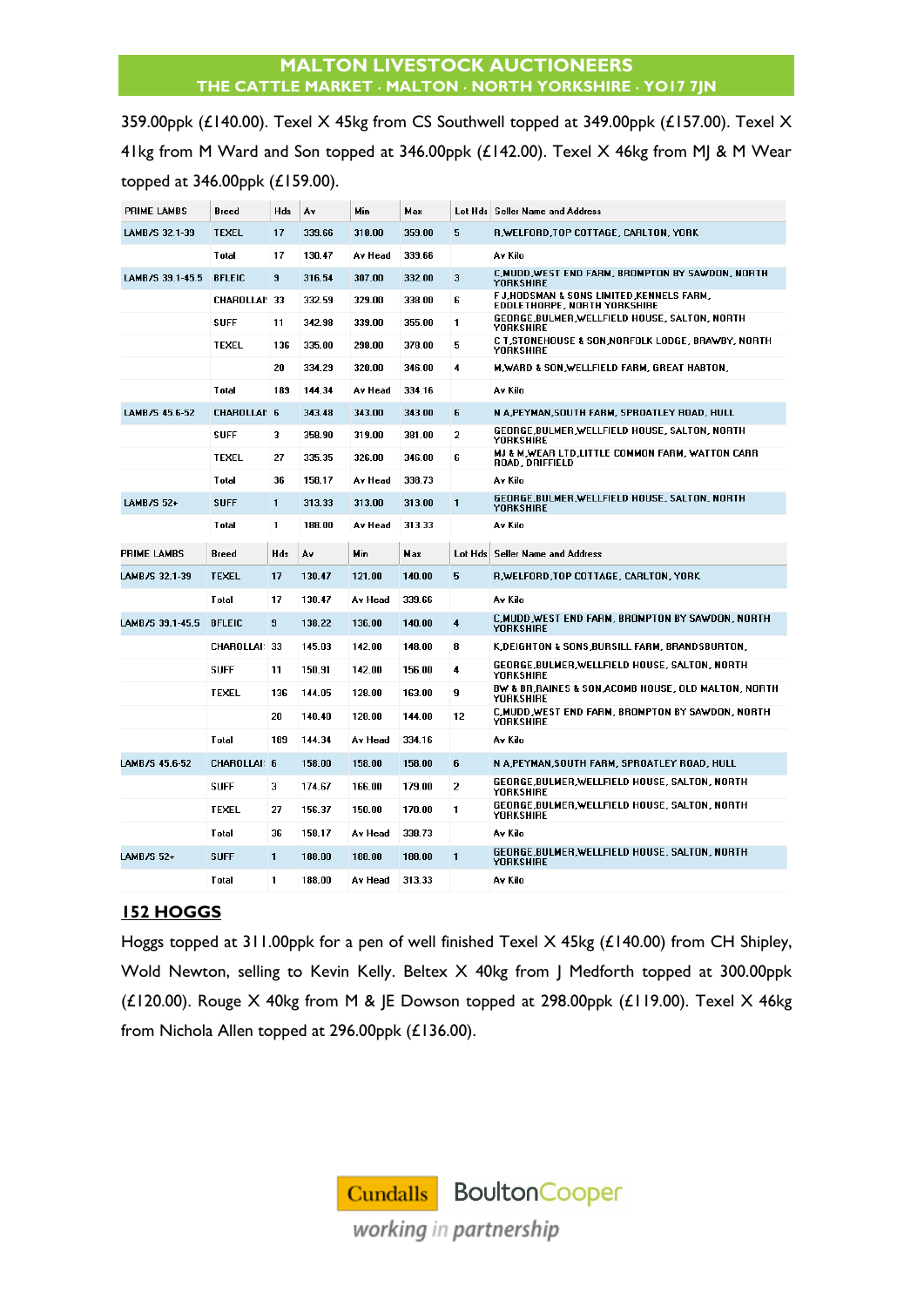359.00ppk (£140.00). Texel X 45kg from CS Southwell topped at 349.00ppk (£157.00). Texel X 41kg from M Ward and Son topped at 346.00ppk (£142.00). Texel X 46kg from MJ & M Wear topped at 346.00ppk (£159.00).

| PRIME LAMBS | Breed | Hds | Av | Min | Max | Lot Hds | Seller Name and Address |
|---|---|---|---|---|---|---|---|
| LAMB/S 32.1-39 | TEXEL | 17 | 339.66 | 318.00 | 359.00 | 5 | R,WELFORD,TOP COTTAGE, CARLTON, YORK |
| | Total | 17 | 130.47 | Av Head | 339.66 | | Av Kilo |
| LAMB/S 39.1-45.5 | BFLEIC | 9 | 316.54 | 307.00 | 332.00 | 3 | C,MUDD,WEST END FARM, BROMPTON BY SAWDON, NORTH YORKSHIRE |
| | CHAROLLAI | 33 | 332.59 | 329.00 | 338.00 | 6 | F J,HODSMAN & SONS LIMITED,KENNELS FARM, EDDLETHORPE, NORTH YORKSHIRE |
| | SUFF | 11 | 342.98 | 339.00 | 355.00 | 1 | GEORGE,BULMER,WELLFIELD HOUSE, SALTON, NORTH YORKSHIRE |
| | TEXEL | 136 | 335.00 | 298.00 | 370.00 | 5 | C T,STONEHOUSE & SON,NORFOLK LODGE, BRAWBY, NORTH YORKSHIRE |
| | | 20 | 334.29 | 320.00 | 346.00 | 4 | M,WARD & SON,WELLFIELD FARM, GREAT HABTON, |
| | Total | 189 | 144.34 | Av Head | 334.16 | | Av Kilo |
| LAMB/S 45.6-52 | CHAROLLAI | 6 | 343.48 | 343.00 | 343.00 | 6 | N A,PEYMAN,SOUTH FARM, SPROATLEY ROAD, HULL |
| | SUFF | 3 | 358.90 | 319.00 | 381.00 | 2 | GEORGE,BULMER,WELLFIELD HOUSE, SALTON, NORTH YORKSHIRE |
| | TEXEL | 27 | 335.35 | 326.00 | 346.00 | 6 | MJ & M,WEAR LTD,LITTLE COMMON FARM, WATTON CARR ROAD, DRIFFIELD |
| | Total | 36 | 150.17 | Av Head | 338.73 | | Av Kilo |
| LAMB/S 52+ | SUFF | 1 | 313.33 | 313.00 | 313.00 | 1 | GEORGE,BULMER,WELLFIELD HOUSE, SALTON, NORTH YORKSHIRE |
| | Total | 1 | 188.00 | Av Head | 313.33 | | Av Kilo |

| PRIME LAMBS | Breed | Hds | Av | Min | Max | Lot Hds | Seller Name and Address |
|---|---|---|---|---|---|---|---|
| LAMB/S 32.1-39 | TEXEL | 17 | 130.47 | 121.00 | 140.00 | 5 | R,WELFORD,TOP COTTAGE, CARLTON, YORK |
| | Total | 17 | 130.47 | Av Head | 339.66 | | Av Kilo |
| LAMB/S 39.1-45.5 | BFLEIC | 9 | 130.22 | 136.00 | 140.00 | 4 | C,MUDD,WEST END FARM, BROMPTON BY SAWDON, NORTH YORKSHIRE |
| | CHAROLLAI | 33 | 145.03 | 142.00 | 148.00 | 8 | K,DEIGHTON & SONS,BURSILL FARM, BRANDSBURTON, |
| | SUFF | 11 | 150.91 | 142.00 | 156.00 | 4 | GEORGE,BULMER,WELLFIELD HOUSE, SALTON, NORTH YORKSHIRE |
| | TEXEL | 136 | 144.05 | 128.00 | 163.00 | 9 | BW & BR,RAINES & SON,ACOMB HOUSE, OLD MALTON, NORTH YORKSHIRE |
| | | 20 | 140.40 | 120.00 | 144.00 | 12 | C,MUDD,WEST END FARM, BROMPTON BY SAWDON, NORTH YORKSHIRE |
| | Total | 189 | 144.34 | Av Head | 334.16 | | Av Kilo |
| LAMB/S 45.6-52 | CHAROLLAI | 6 | 158.00 | 158.00 | 158.00 | 6 | N A,PEYMAN,SOUTH FARM, SPROATLEY ROAD, HULL |
| | SUFF | 3 | 174.67 | 166.00 | 179.00 | 2 | GEORGE,BULMER,WELLFIELD HOUSE, SALTON, NORTH YORKSHIRE |
| | TEXEL | 27 | 156.37 | 150.00 | 170.00 | 1 | GEORGE,BULMER,WELLFIELD HOUSE, SALTON, NORTH YORKSHIRE |
| | Total | 36 | 150.17 | Av Head | 338.73 | | Av Kilo |
| LAMB/S 52+ | SUFF | 1 | 188.00 | 188.00 | 188.00 | 1 | GEORGE,BULMER,WELLFIELD HOUSE, SALTON, NORTH YORKSHIRE |
| | Total | 1 | 188.00 | Av Head | 313.33 | | Av Kilo |

## 152 HOGGS

Hoggs topped at 311.00ppk for a pen of well finished Texel X 45kg (£140.00) from CH Shipley, Wold Newton, selling to Kevin Kelly. Beltex X 40kg from J Medforth topped at 300.00ppk (£120.00). Rouge X 40kg from M & JE Dowson topped at 298.00ppk (£119.00). Texel X 46kg from Nichola Allen topped at 296.00ppk (£136.00).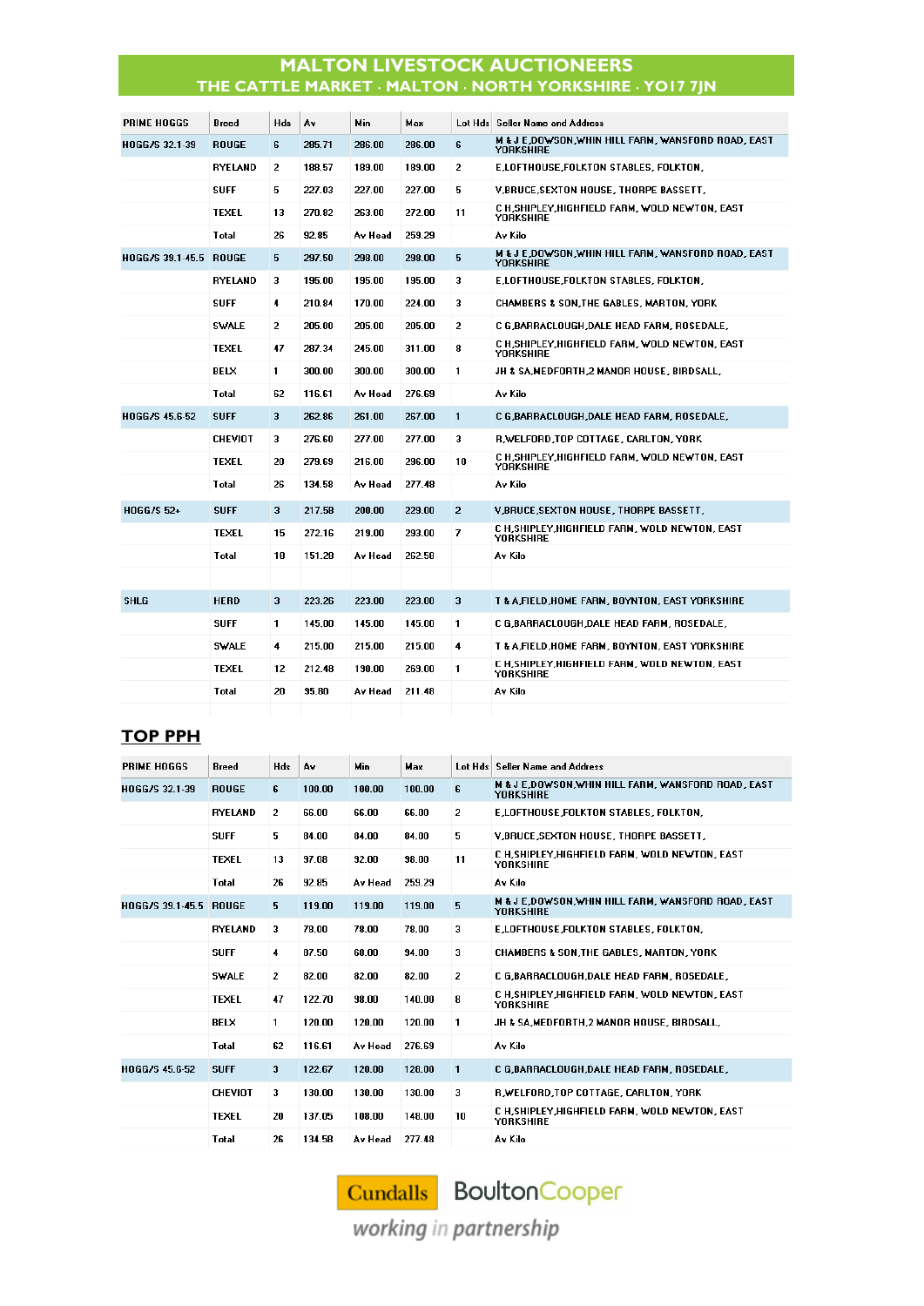# MALTON LIVESTOCK AUCTIONEERS

## THE CATTLE MARKET · MALTON · NORTH YORKSHIRE · YO17 7JN

| PRIME HOGGS | Breed | Hds | Av | Min | Max | Lot Hds | Seller Name and Address |
|---|---|---|---|---|---|---|---|
| HOGG/S 32.1-39 | ROUGE | 6 | 285.71 | 286.00 | 286.00 | 6 | M & J E,DOWSON,WHIN HILL FARM, WANSFORD ROAD, EAST YORKSHIRE |
| | RYELAND | 2 | 188.57 | 189.00 | 189.00 | 2 | E,LOFTHOUSE,FOLKTON STABLES, FOLKTON, |
| | SUFF | 5 | 227.03 | 227.00 | 227.00 | 5 | V,BRUCE,SEXTON HOUSE, THORPE BASSETT, |
| | TEXEL | 13 | 270.82 | 263.00 | 272.00 | 11 | C H,SHIPLEY,HIGHFIELD FARM, WOLD NEWTON, EAST YORKSHIRE |
| | Total | 26 | 92.85 | Av Head | 259.29 | | Av Kilo |
| HOGG/S 39.1-45.5 | ROUGE | 5 | 297.50 | 298.00 | 298.00 | 5 | M & J E,DOWSON,WHIN HILL FARM, WANSFORD ROAD, EAST YORKSHIRE |
| | RYELAND | 3 | 195.00 | 195.00 | 195.00 | 3 | E,LOFTHOUSE,FOLKTON STABLES, FOLKTON, |
| | SUFF | 4 | 210.84 | 170.00 | 224.00 | 3 | CHAMBERS & SON,THE GABLES, MARTON, YORK |
| | SWALE | 2 | 205.00 | 205.00 | 205.00 | 2 | C G,BARRACLOUGH,DALE HEAD FARM, ROSEDALE, |
| | TEXEL | 47 | 287.34 | 245.00 | 311.00 | 8 | C H,SHIPLEY,HIGHFIELD FARM, WOLD NEWTON, EAST YORKSHIRE |
| | BELX | 1 | 300.00 | 300.00 | 300.00 | 1 | JH & SA,MEDFORTH,2 MANOR HOUSE, BIRDSALL, |
| | Total | 62 | 116.61 | Av Head | 276.69 | | Av Kilo |
| HOGG/S 45.6-52 | SUFF | 3 | 262.86 | 261.00 | 267.00 | 1 | C G,BARRACLOUGH,DALE HEAD FARM, ROSEDALE, |
| | CHEVIOT | 3 | 276.60 | 277.00 | 277.00 | 3 | R,WELFORD,TOP COTTAGE, CARLTON, YORK |
| | TEXEL | 20 | 279.69 | 216.00 | 296.00 | 10 | C H,SHIPLEY,HIGHFIELD FARM, WOLD NEWTON, EAST YORKSHIRE |
| | Total | 26 | 134.58 | Av Head | 277.48 | | Av Kilo |
| HOGG/S 52+ | SUFF | 3 | 217.58 | 200.00 | 229.00 | 2 | V,BRUCE,SEXTON HOUSE, THORPE BASSETT, |
| | TEXEL | 15 | 272.16 | 219.00 | 293.00 | 7 | C H,SHIPLEY,HIGHFIELD FARM, WOLD NEWTON, EAST YORKSHIRE |
| | Total | 18 | 151.28 | Av Head | 262.50 | | Av Kilo |
| | | | | | | | |
| SHLG | HERD | 3 | 223.26 | 223.00 | 223.00 | 3 | T & A,FIELD,HOME FARM, BOYNTON, EAST YORKSHIRE |
| | SUFF | 1 | 145.00 | 145.00 | 145.00 | 1 | C G,BARRACLOUGH,DALE HEAD FARM, ROSEDALE, |
| | SWALE | 4 | 215.00 | 215.00 | 215.00 | 4 | T & A,FIELD,HOME FARM, BOYNTON, EAST YORKSHIRE |
| | TEXEL | 12 | 212.48 | 190.00 | 269.00 | 1 | C H,SHIPLEY,HIGHFIELD FARM, WOLD NEWTON, EAST YORKSHIRE |
| | Total | 20 | 95.80 | Av Head | 211.48 | | Av Kilo |

## TOP PPH

| PRIME HOGGS | Breed | Hds | Av | Min | Max | Lot Hds | Seller Name and Address |
|---|---|---|---|---|---|---|---|
| HOGG/S 32.1-39 | ROUGE | 6 | 100.00 | 100.00 | 100.00 | 6 | M & J E,DOWSON,WHIN HILL FARM, WANSFORD ROAD, EAST YORKSHIRE |
| | RYELAND | 2 | 66.00 | 66.00 | 66.00 | 2 | E,LOFTHOUSE,FOLKTON STABLES, FOLKTON, |
| | SUFF | 5 | 84.00 | 84.00 | 84.00 | 5 | V,BRUCE,SEXTON HOUSE, THORPE BASSETT, |
| | TEXEL | 13 | 97.08 | 92.00 | 98.00 | 11 | C H,SHIPLEY,HIGHFIELD FARM, WOLD NEWTON, EAST YORKSHIRE |
| | Total | 26 | 92.85 | Av Head | 259.29 | | Av Kilo |
| HOGG/S 39.1-45.5 | ROUGE | 5 | 119.00 | 119.00 | 119.00 | 5 | M & J E,DOWSON,WHIN HILL FARM, WANSFORD ROAD, EAST YORKSHIRE |
| | RYELAND | 3 | 78.00 | 78.00 | 78.00 | 3 | E,LOFTHOUSE,FOLKTON STABLES, FOLKTON, |
| | SUFF | 4 | 87.50 | 68.00 | 94.00 | 3 | CHAMBERS & SON,THE GABLES, MARTON, YORK |
| | SWALE | 2 | 82.00 | 82.00 | 82.00 | 2 | C G,BARRACLOUGH,DALE HEAD FARM, ROSEDALE, |
| | TEXEL | 47 | 122.70 | 98.00 | 140.00 | 8 | C H,SHIPLEY,HIGHFIELD FARM, WOLD NEWTON, EAST YORKSHIRE |
| | BELX | 1 | 120.00 | 120.00 | 120.00 | 1 | JH & SA,MEDFORTH,2 MANOR HOUSE, BIRDSALL, |
| | Total | 62 | 116.61 | Av Head | 276.69 | | Av Kilo |
| HOGG/S 45.6-52 | SUFF | 3 | 122.67 | 120.00 | 128.00 | 1 | C G,BARRACLOUGH,DALE HEAD FARM, ROSEDALE, |
| | CHEVIOT | 3 | 130.00 | 130.00 | 130.00 | 3 | R,WELFORD,TOP COTTAGE, CARLTON, YORK |
| | TEXEL | 20 | 137.05 | 108.00 | 148.00 | 10 | C H,SHIPLEY,HIGHFIELD FARM, WOLD NEWTON, EAST YORKSHIRE |
| | Total | 26 | 134.58 | Av Head | 277.48 | | Av Kilo |

Cundalls BoultonCooper
*working in partnership*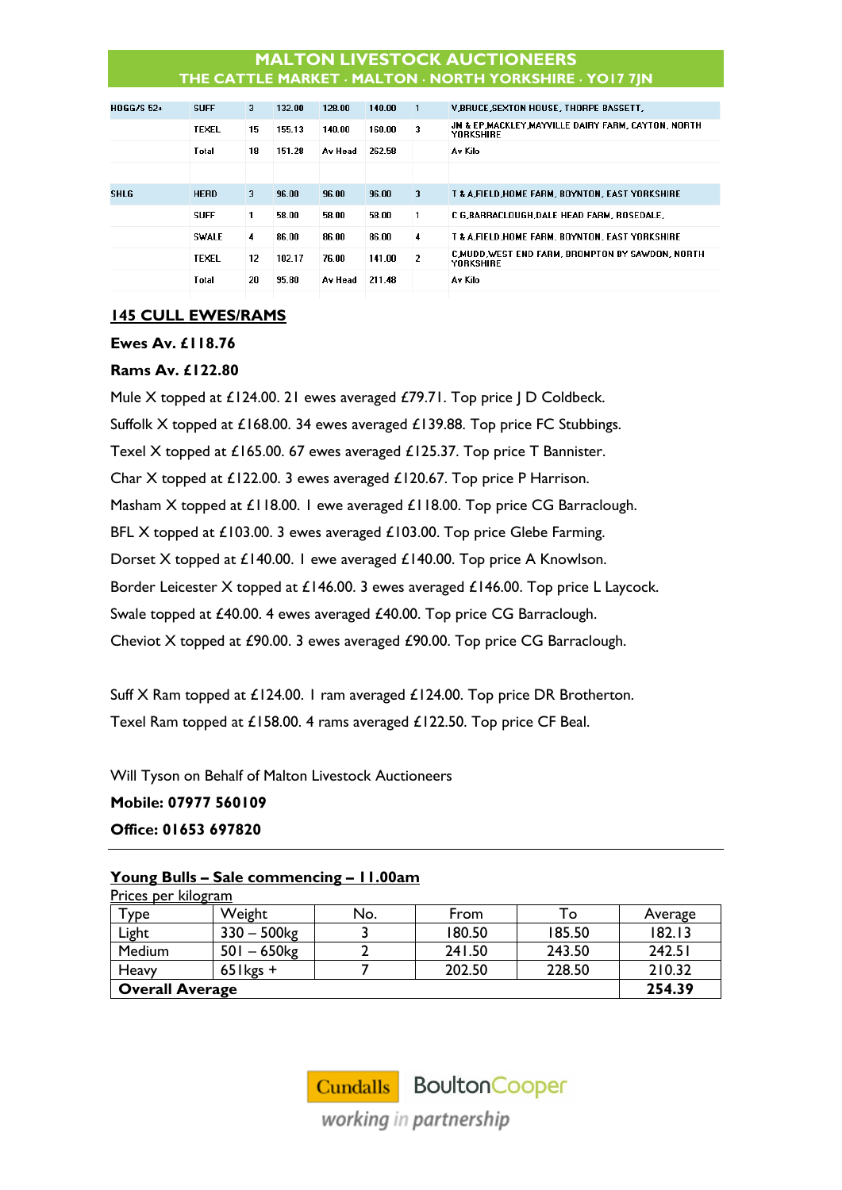# MALTON LIVESTOCK AUCTIONEERS
THE CATTLE MARKET · MALTON · NORTH YORKSHIRE · YO17 7JN

| | | | | | | | |
|---|---|---|---|---|---|---|---|
| HOGG/S 52+ | SUFF | 3 | 132.00 | 128.00 | 140.00 | 1 | V.BRUCE,SEXTON HOUSE, THORPE BASSETT, |
| | TEXEL | 15 | 155.13 | 140.00 | 160.00 | 3 | JM & EP,MACKLEY,MAYVILLE DAIRY FARM, CAYTON, NORTH YORKSHIRE |
| | Total | 18 | 151.28 | Av Head | 262.58 | | Av Kilo |
| | | | | | | | |
| SHLG | HERD | 3 | 96.00 | 96.00 | 96.00 | 3 | T & A,FIELD,HOME FARM, BOYNTON, EAST YORKSHIRE |
| | SUFF | 1 | 58.00 | 58.00 | 58.00 | 1 | C G,BARRACLOUGH,DALE HEAD FARM, ROSEDALE, |
| | SWALE | 4 | 86.00 | 86.00 | 86.00 | 4 | T & A,FIELD,HOME FARM, BOYNTON, EAST YORKSHIRE |
| | TEXEL | 12 | 102.17 | 76.00 | 141.00 | 2 | C,MUDD,WEST END FARM, BROMPTON BY SAWDON, NORTH YORKSHIRE |
| | Total | 20 | 95.80 | Av Head | 211.48 | | Av Kilo |

## 145 CULL EWES/RAMS

**Ewes Av. £118.76**

**Rams Av. £122.80**

Mule X topped at £124.00. 21 ewes averaged £79.71. Top price J D Coldbeck.

Suffolk X topped at £168.00. 34 ewes averaged £139.88. Top price FC Stubbings.

Texel X topped at £165.00. 67 ewes averaged £125.37. Top price T Bannister.

Char X topped at £122.00. 3 ewes averaged £120.67. Top price P Harrison.

Masham X topped at £118.00. 1 ewe averaged £118.00. Top price CG Barraclough.

BFL X topped at £103.00. 3 ewes averaged £103.00. Top price Glebe Farming.

Dorset X topped at £140.00. 1 ewe averaged £140.00. Top price A Knowlson.

Border Leicester X topped at £146.00. 3 ewes averaged £146.00. Top price L Laycock.

Swale topped at £40.00. 4 ewes averaged £40.00. Top price CG Barraclough.

Cheviot X topped at £90.00. 3 ewes averaged £90.00. Top price CG Barraclough.

Suff X Ram topped at £124.00. 1 ram averaged £124.00. Top price DR Brotherton.

Texel Ram topped at £158.00. 4 rams averaged £122.50. Top price CF Beal.

Will Tyson on Behalf of Malton Livestock Auctioneers

**Mobile: 07977 560109**

**Office: 01653 697820**

---

## Young Bulls – Sale commencing – 11.00am

Prices per kilogram

| Type | Weight | No. | From | To | Average |
|---|---|---|---|---|---|
| Light | 330 – 500kg | 3 | 180.50 | 185.50 | 182.13 |
| Medium | 501 – 650kg | 2 | 241.50 | 243.50 | 242.51 |
| Heavy | 651kgs + | 7 | 202.50 | 228.50 | 210.32 |
| **Overall Average** | | | | | **254.39** |

Cundalls BoultonCooper
working in partnership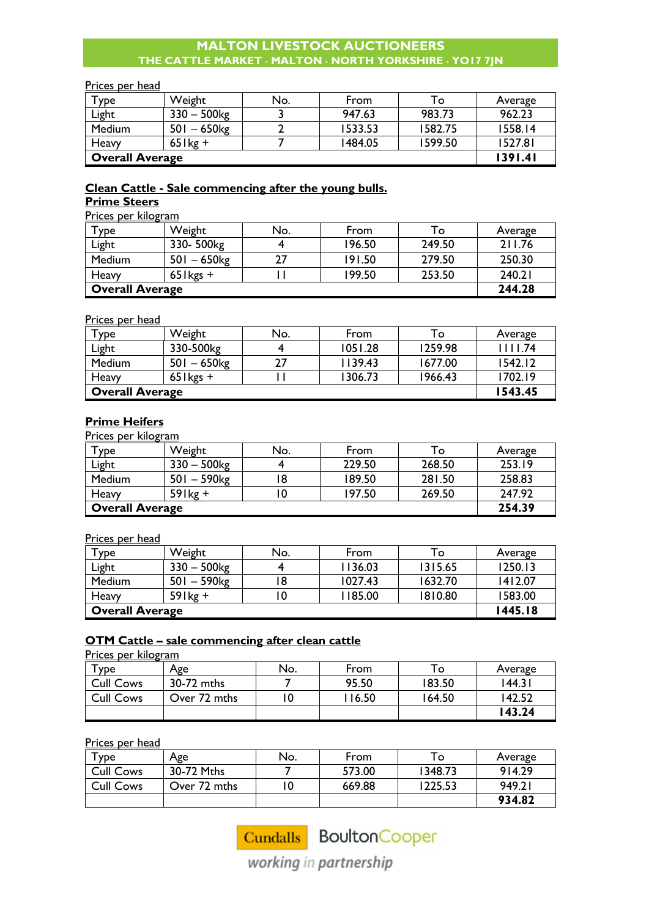**MALTON LIVESTOCK AUCTIONEERS**
**THE CATTLE MARKET · MALTON · NORTH YORKSHIRE · YO17 7JN**

Prices per head

| Type | Weight | No. | From | To | Average |
|---|---|---|---|---|---|
| Light | 330 – 500kg | 3 | 947.63 | 983.73 | 962.23 |
| Medium | 501 – 650kg | 2 | 1533.53 | 1582.75 | 1558.14 |
| Heavy | 651kg + | 7 | 1484.05 | 1599.50 | 1527.81 |
| **Overall Average** | | | | | **1391.41** |

## Clean Cattle - Sale commencing after the young bulls.

### Prime Steers

Prices per kilogram

| Type | Weight | No. | From | To | Average |
|---|---|---|---|---|---|
| Light | 330- 500kg | 4 | 196.50 | 249.50 | 211.76 |
| Medium | 501 – 650kg | 27 | 191.50 | 279.50 | 250.30 |
| Heavy | 651kgs + | 11 | 199.50 | 253.50 | 240.21 |
| **Overall Average** | | | | | **244.28** |

Prices per head

| Type | Weight | No. | From | To | Average |
|---|---|---|---|---|---|
| Light | 330-500kg | 4 | 1051.28 | 1259.98 | 1111.74 |
| Medium | 501 – 650kg | 27 | 1139.43 | 1677.00 | 1542.12 |
| Heavy | 651kgs + | 11 | 1306.73 | 1966.43 | 1702.19 |
| **Overall Average** | | | | | **1543.45** |

### Prime Heifers

Prices per kilogram

| Type | Weight | No. | From | To | Average |
|---|---|---|---|---|---|
| Light | 330 – 500kg | 4 | 229.50 | 268.50 | 253.19 |
| Medium | 501 – 590kg | 18 | 189.50 | 281.50 | 258.83 |
| Heavy | 591kg + | 10 | 197.50 | 269.50 | 247.92 |
| **Overall Average** | | | | | **254.39** |

Prices per head

| Type | Weight | No. | From | To | Average |
|---|---|---|---|---|---|
| Light | 330 – 500kg | 4 | 1136.03 | 1315.65 | 1250.13 |
| Medium | 501 – 590kg | 18 | 1027.43 | 1632.70 | 1412.07 |
| Heavy | 591kg + | 10 | 1185.00 | 1810.80 | 1583.00 |
| **Overall Average** | | | | | **1445.18** |

## OTM Cattle – sale commencing after clean cattle

Prices per kilogram

| Type | Age | No. | From | To | Average |
|---|---|---|---|---|---|
| Cull Cows | 30-72 mths | 7 | 95.50 | 183.50 | 144.31 |
| Cull Cows | Over 72 mths | 10 | 116.50 | 164.50 | 142.52 |
| | | | | | **143.24** |

Prices per head

| Type | Age | No. | From | To | Average |
|---|---|---|---|---|---|
| Cull Cows | 30-72 Mths | 7 | 573.00 | 1348.73 | 914.29 |
| Cull Cows | Over 72 mths | 10 | 669.88 | 1225.53 | 949.21 |
| | | | | | **934.82** |

Cundalls BoultonCooper
*working in partnership*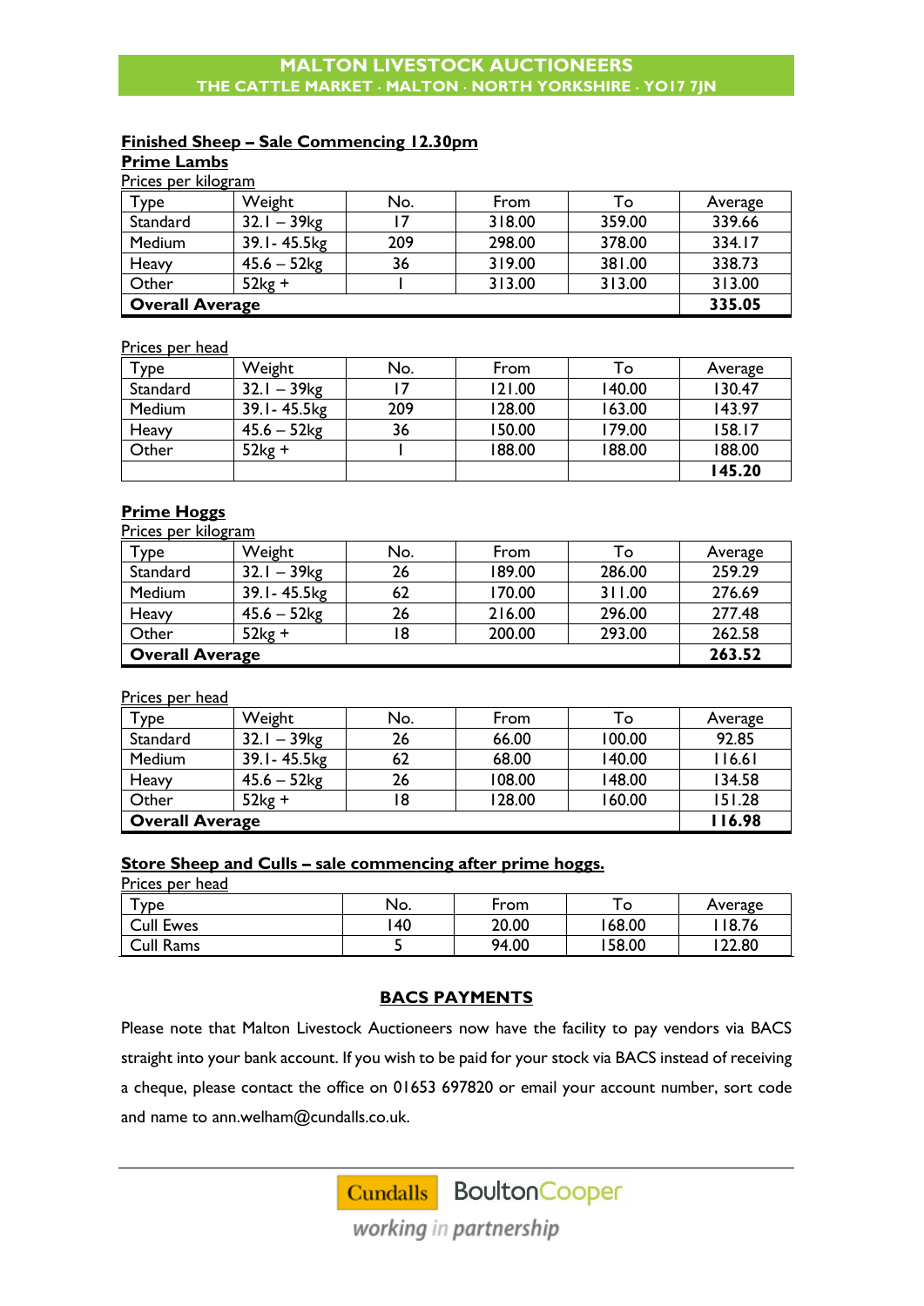MALTON LIVESTOCK AUCTIONEERS
THE CATTLE MARKET · MALTON · NORTH YORKSHIRE · YO17 7JN

## Finished Sheep – Sale Commencing 12.30pm

### Prime Lambs

Prices per kilogram

| Type | Weight | No. | From | To | Average |
|---|---|---|---|---|---|
| Standard | 32.1 – 39kg | 17 | 318.00 | 359.00 | 339.66 |
| Medium | 39.1- 45.5kg | 209 | 298.00 | 378.00 | 334.17 |
| Heavy | 45.6 – 52kg | 36 | 319.00 | 381.00 | 338.73 |
| Other | 52kg + | 1 | 313.00 | 313.00 | 313.00 |
| **Overall Average** | | | | | **335.05** |

Prices per head

| Type | Weight | No. | From | To | Average |
|---|---|---|---|---|---|
| Standard | 32.1 – 39kg | 17 | 121.00 | 140.00 | 130.47 |
| Medium | 39.1- 45.5kg | 209 | 128.00 | 163.00 | 143.97 |
| Heavy | 45.6 – 52kg | 36 | 150.00 | 179.00 | 158.17 |
| Other | 52kg + | 1 | 188.00 | 188.00 | 188.00 |
| | | | | | **145.20** |

### Prime Hoggs

Prices per kilogram

| Type | Weight | No. | From | To | Average |
|---|---|---|---|---|---|
| Standard | 32.1 – 39kg | 26 | 189.00 | 286.00 | 259.29 |
| Medium | 39.1- 45.5kg | 62 | 170.00 | 311.00 | 276.69 |
| Heavy | 45.6 – 52kg | 26 | 216.00 | 296.00 | 277.48 |
| Other | 52kg + | 18 | 200.00 | 293.00 | 262.58 |
| **Overall Average** | | | | | **263.52** |

Prices per head

| Type | Weight | No. | From | To | Average |
|---|---|---|---|---|---|
| Standard | 32.1 – 39kg | 26 | 66.00 | 100.00 | 92.85 |
| Medium | 39.1- 45.5kg | 62 | 68.00 | 140.00 | 116.61 |
| Heavy | 45.6 – 52kg | 26 | 108.00 | 148.00 | 134.58 |
| Other | 52kg + | 18 | 128.00 | 160.00 | 151.28 |
| **Overall Average** | | | | | **116.98** |

## Store Sheep and Culls – sale commencing after prime hoggs.

Prices per head

| Type | No. | From | To | Average |
|---|---|---|---|---|
| Cull Ewes | 140 | 20.00 | 168.00 | 118.76 |
| Cull Rams | 5 | 94.00 | 158.00 | 122.80 |

## BACS PAYMENTS

Please note that Malton Livestock Auctioneers now have the facility to pay vendors via BACS straight into your bank account. If you wish to be paid for your stock via BACS instead of receiving a cheque, please contact the office on 01653 697820 or email your account number, sort code and name to ann.welham@cundalls.co.uk.

Cundalls BoultonCooper
*working in partnership*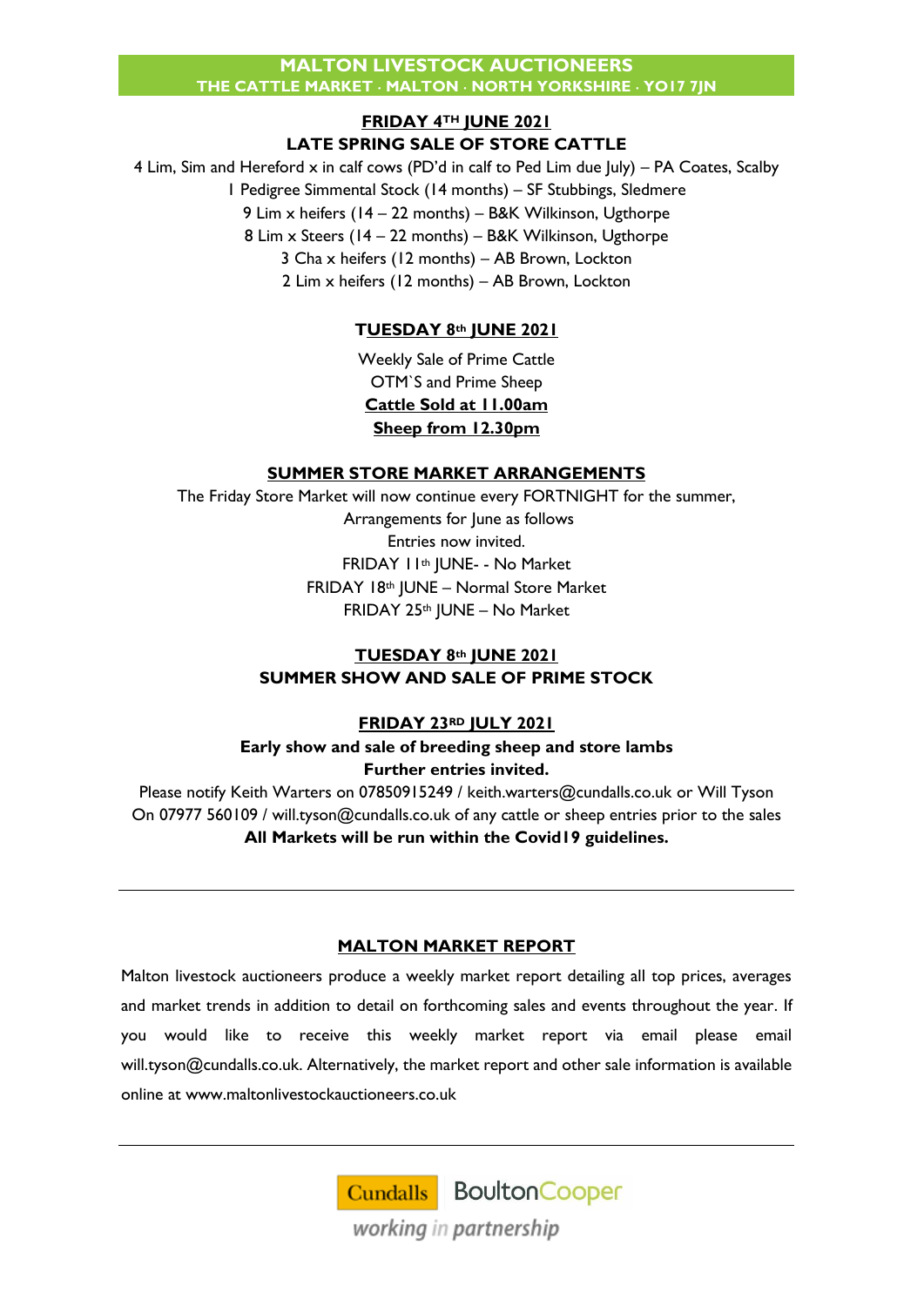**MALTON LIVESTOCK AUCTIONEERS**
**THE CATTLE MARKET · MALTON · NORTH YORKSHIRE · YO17 7JN**

## FRIDAY 4TH JUNE 2021
## LATE SPRING SALE OF STORE CATTLE

4 Lim, Sim and Hereford x in calf cows (PD'd in calf to Ped Lim due July) – PA Coates, Scalby
1 Pedigree Simmental Stock (14 months) – SF Stubbings, Sledmere
9 Lim x heifers (14 – 22 months) – B&K Wilkinson, Ugthorpe
8 Lim x Steers (14 – 22 months) – B&K Wilkinson, Ugthorpe
3 Cha x heifers (12 months) – AB Brown, Lockton
2 Lim x heifers (12 months) – AB Brown, Lockton

## TUESDAY 8th JUNE 2021

Weekly Sale of Prime Cattle
OTM`S and Prime Sheep
**Cattle Sold at 11.00am**
**Sheep from 12.30pm**

## SUMMER STORE MARKET ARRANGEMENTS

The Friday Store Market will now continue every FORTNIGHT for the summer,
Arrangements for June as follows
Entries now invited.
FRIDAY 11th JUNE- - No Market
FRIDAY 18th JUNE – Normal Store Market
FRIDAY 25th JUNE – No Market

## TUESDAY 8th JUNE 2021
## SUMMER SHOW AND SALE OF PRIME STOCK

## FRIDAY 23RD JULY 2021

**Early show and sale of breeding sheep and store lambs**
**Further entries invited.**

Please notify Keith Warters on 07850915249 / keith.warters@cundalls.co.uk or Will Tyson On 07977 560109 / will.tyson@cundalls.co.uk of any cattle or sheep entries prior to the sales
**All Markets will be run within the Covid19 guidelines.**

---

## MALTON MARKET REPORT

Malton livestock auctioneers produce a weekly market report detailing all top prices, averages and market trends in addition to detail on forthcoming sales and events throughout the year. If you would like to receive this weekly market report via email please email will.tyson@cundalls.co.uk. Alternatively, the market report and other sale information is available online at www.maltonlivestockauctioneers.co.uk

---

Cundalls BoultonCooper
*working in partnership*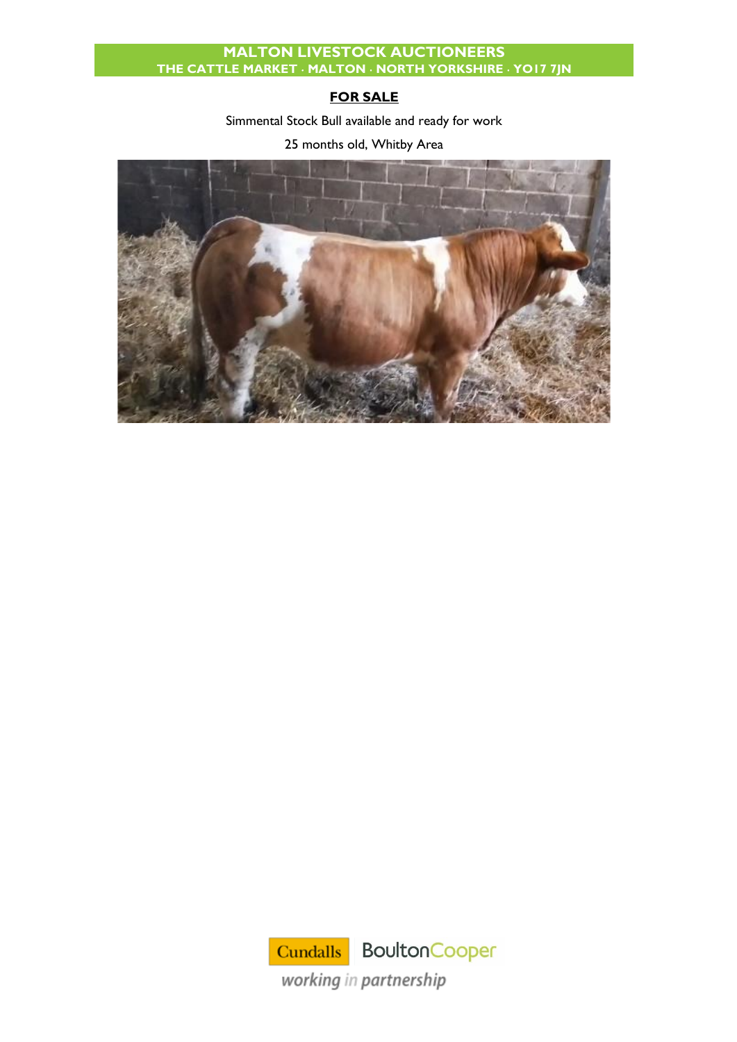**MALTON LIVESTOCK AUCTIONEERS**
**THE CATTLE MARKET · MALTON · NORTH YORKSHIRE · YO17 7JN**

**FOR SALE**

Simmental Stock Bull available and ready for work

25 months old, Whitby Area